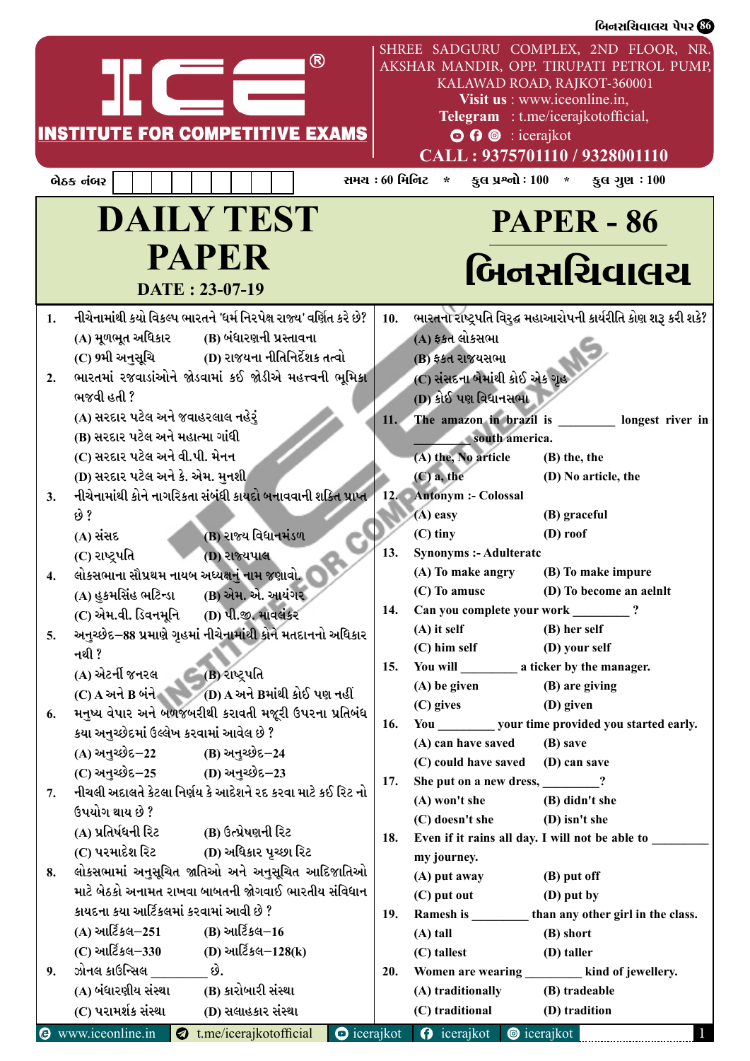# ICE® INSTITUTE FOR COMPETITIVE EXAMS

SHREE SADGURU COMPLEX, 2ND FLOOR, NR. AKSHAR MANDIR, OPP. TIRUPATI PETROL PUMP, KALAWAD ROAD, RAJKOT-360001
**Visit us** : www.iceonline.in,
**Telegram** : t.me/icerajkotofficial,
: icerajkot
**CALL : 9375701110 / 9328001110**

બેઠક નંબર | સમય : 60 મિનિટ * કુલ પ્રશ્નો : 100 * કુલ ગુણ : 100

# DAILY TEST PAPER

**DATE : 23-07-19**

# PAPER - 86

# બિનસચિવાલય

1. નીચેનામાંથી કયો વિકલ્પ ભારતને 'ધર્મ નિરપેક્ષ રાજ્ય' વર્ણિત કરે છે?
   (A) મૂળભૂત અધિકાર (B) બંધારણની પ્રસ્તાવના
   (C) 9મી અનુસૂચિ (D) રાજ્યના નીતિનિર્દેશક તત્વો

2. ભારતમાં રજવાડાંઓને જોડવામાં કઈ જોડીએ મહત્ત્વની ભૂમિકા ભજવી હતી ?
   (A) સરદાર પટેલ અને જવાહરલાલ નહેરું
   (B) સરદાર પટેલ અને મહાત્મા ગાંધી
   (C) સરદાર પટેલ અને વી.પી. મેનન
   (D) સરદાર પટેલ અને કે. એમ. મુનશી

3. નીચેનામાંથી કોને નાગરિકતા સંબંધી કાયદો બનાવવાની શક્તિ પ્રાપ્ત છે ?
   (A) સંસદ (B) રાજ્ય વિધાનમંડળ
   (C) રાષ્ટ્રપતિ (D) રાજ્યપાલ

4. લોકસભાના સૌપ્રથમ નાયબ અધ્યક્ષનું નામ જણાવો.
   (A) હુકમસિંહ ભટિન્ડા (B) એમ. એ. આયંગર
   (C) એમ.વી. ડિવનમૂનિ (D) પી.જી. માવલંકર

5. અનુચ્છેદ–88 પ્રમાણે ગૃહમાં નીચેનામાંથી કોને મતદાનનો અધિકાર નથી ?
   (A) એટર્ની જનરલ (B) રાષ્ટ્રપતિ
   (C) A અને B બંને (D) A અને Bમાંથી કોઈ પણ નહીં

6. મનુષ્ય વેપાર અને બળજબરીથી કરાવતી મજૂરી ઉપરના પ્રતિબંધ કયા અનુચ્છેદમાં ઉલ્લેખ કરવામાં આવેલ છે ?
   (A) અનુચ્છેદ–22 (B) અનુચ્છેદ–24
   (C) અનુચ્છેદ–25 (D) અનુચ્છેદ–23

7. નીચલી અદાલતે કેટલા નિર્ણય કે આદેશને રદ કરવા માટે કઈ રિટ નો ઉપયોગ થાય છે ?
   (A) પ્રતિષેધની રિટ (B) ઉત્પ્રેષણની રિટ
   (C) પરમાદેશ રિટ (D) અધિકાર પૃચ્છા રિટ

8. લોકસભામાં અનુસૂચિત જાતિઓ અને અનુસૂચિત આદિજાતિઓ માટે બેઠકો અનામત રાખવા બાબતની જોગવાઈ ભારતીય સંવિધાન કાયદના કયા આર્ટિકલમાં કરવામાં આવી છે ?
   (A) આર્ટિકલ–251 (B) આર્ટિકલ–16
   (C) આર્ટિકલ–330 (D) આર્ટિકલ–128(k)

9. ઝોનલ કાઉન્સિલ ________ છે.
   (A) બંધારણીય સંસ્થા (B) કારોબારી સંસ્થા
   (C) પરામર્શક સંસ્થા (D) સલાહકાર સંસ્થા

10. ભારતના રાષ્ટ્રપતિ વિરુદ્ધ મહાઆરોપની કાર્યરીતિ કોણ શરૂ કરી શકે?
    (A) ફક્ત લોકસભા
    (B) ફક્ત રાજ્યસભા
    (C) સંસદના બેમાંથી કોઈ એક ગૃહ
    (D) કોઈ પણ વિધાનસભા

11. The amazon in brazil is ________ longest river in ________ south america.
    (A) the, No article (B) the, the
    (C) a, the (D) No article, the

12. Antonym :- Colossal
    (A) easy (B) graceful
    (C) tiny (D) roof

13. Synonyms :- Adulterate
    (A) To make angry (B) To make impure
    (C) To amuse (D) To become an aelnlt

14. Can you complete your work ________ ?
    (A) it self (B) her self
    (C) him self (D) your self

15. You will ________ a ticker by the manager.
    (A) be given (B) are giving
    (C) gives (D) given

16. You ________ your time provided you started early.
    (A) can have saved (B) save
    (C) could have saved (D) can save

17. She put on a new dress, ________?
    (A) won't she (B) didn't she
    (C) doesn't she (D) isn't she

18. Even if it rains all day. I will not be able to ________ my journey.
    (A) put away (B) put off
    (C) put out (D) put by

19. Ramesh is ________ than any other girl in the class.
    (A) tall (B) short
    (C) tallest (D) taller

20. Women are wearing ________ kind of jewellery.
    (A) traditionally (B) tradeable
    (C) traditional (D) tradition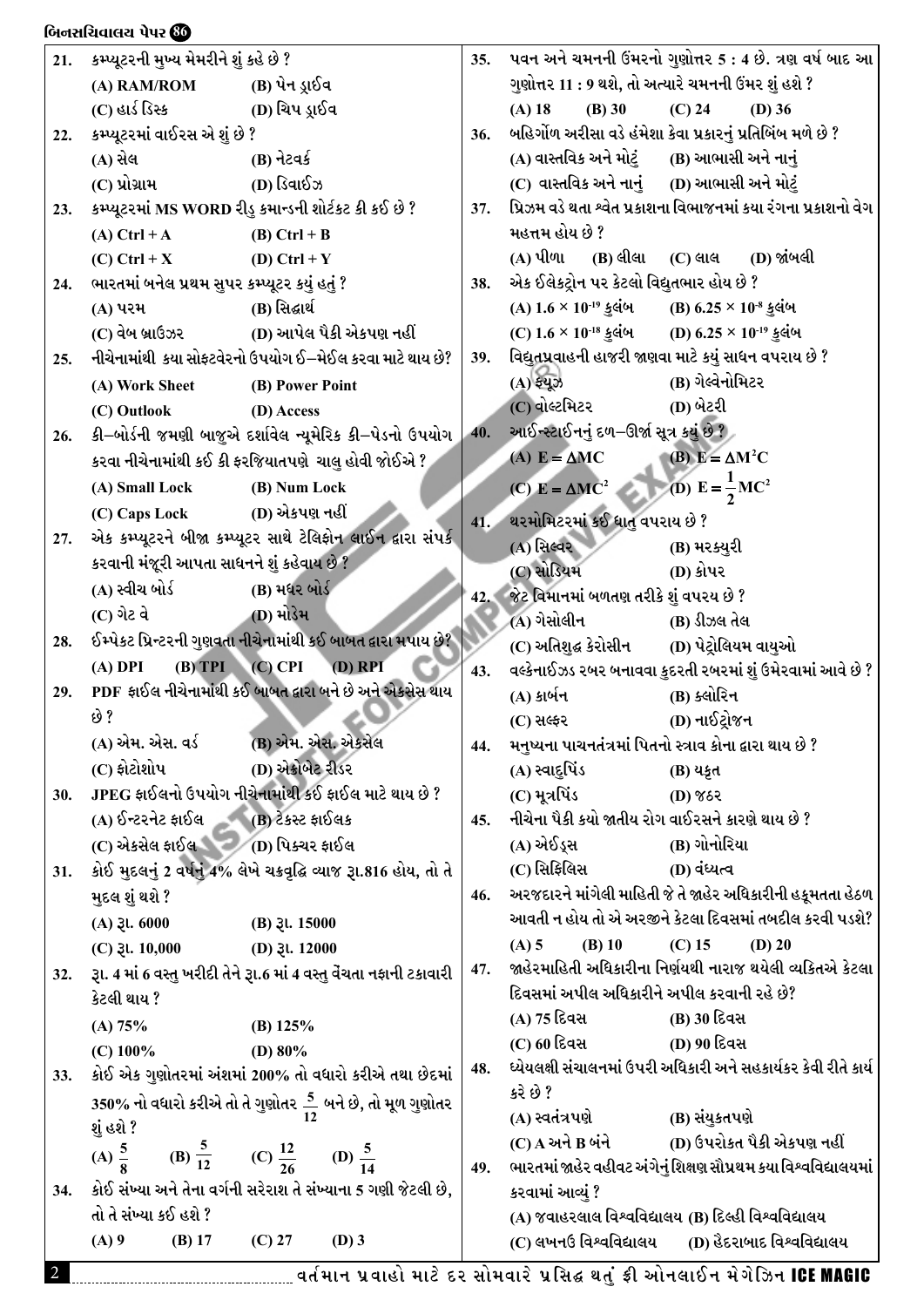21. કમ્પ્યૂટરની મુખ્ય મેમરીને શું કહે છે ?

(A) RAM/ROM (B) પેન ડ્રાઈવ
(C) હાર્ડ ડિસ્ક (D) ચિપ ડ્રાઈવ

22. કમ્પ્યૂટરમાં વાઈરસ એ શું છે ?

(A) સેલ (B) નેટવર્ક
(C) પ્રોગ્રામ (D) ડિવાઈઝ

23. કમ્પ્યૂટરમાં MS WORD રીડુ કમાન્ડની શોર્ટકટ કી કઈ છે ?

(A) Ctrl + A (B) Ctrl + B
(C) Ctrl + X (D) Ctrl + Y

24. ભારતમાં બનેલ પ્રથમ સુપર કમ્પ્યૂટર કયું હતું ?

(A) પરમ (B) સિદ્ધાર્થ
(C) વેબ બ્રાઉઝર (D) આપેલ પૈકી એકપણ નહીં

25. નીચેનામાંથી કયા સોફ્ટવેરનો ઉપયોગ ઈ–મેઈલ કરવા માટે થાય છે?

(A) Work Sheet (B) Power Point
(C) Outlook (D) Access

26. કી–બોર્ડની જમણી બાજુએ દર્શાવેલ ન્યૂમેરિક કી–પેડનો ઉપયોગ કરવા નીચેનામાંથી કઈ કી ફરજિયાતપણે ચાલુ હોવી જોઈએ ?

(A) Small Lock (B) Num Lock
(C) Caps Lock (D) એકપણ નહીં

27. એક કમ્પ્યૂટરને બીજા કમ્પ્યૂટર સાથે ટેલિફોન લાઈન દ્વારા સંપર્ક કરવાની મંજૂરી આપતા સાધનને શું કહેવાય છે ?

(A) સ્વીચ બોર્ડ (B) મધર બોર્ડ
(C) ગેટ વે (D) મોડેમ

28. ઈમ્પેક્ટ પ્રિન્ટરની ગુણવત્તા નીચેનામાંથી કઈ બાબત દ્વારા મપાય છે?

(A) DPI (B) TPI (C) CPI (D) RPI

29. PDF ફાઈલ નીચેનામાંથી કઈ બાબત દ્વારા બને છે અને એક્સેસ થાય છે ?

(A) એમ. એસ. વર્ડ (B) એમ. એસ. એક્સેલ
(C) ફોટોશોપ (D) એક્રોબેટ રીડર

30. JPEG ફાઈલનો ઉપયોગ નીચેનામાંથી કઈ ફાઈલ માટે થાય છે ?

(A) ઈન્ટરનેટ ફાઈલ (B) ટેક્સ્ટ ફાઈલક
(C) એક્સેલ ફાઈલ (D) પિક્ચર ફાઈલ

31. કોઈ મુદ્દલનું 2 વર્ષનું 4% લેખે ચક્રવૃદ્ધિ વ્યાજ રૂા.816 હોય, તો તે મુદ્દલ શું થશે ?

(A) રૂા. 6000 (B) રૂા. 15000
(C) રૂા. 10,000 (D) રૂા. 12000

32. રૂા. 4 માં 6 વસ્તુ ખરીદી તેને રૂા.6 માં 4 વસ્તુ વેંચતા નફાની ટકાવારી કેટલી થાય ?

(A) 75% (B) 125%
(C) 100% (D) 80%

33. કોઈ એક ગુણોત્તરમાં અંશમાં 200% નો વધારો કરીએ તથા છેદમાં 350% નો વધારો કરીએ તો તે ગુણોત્તર $\frac{5}{12}$ બને છે, તો મૂળ ગુણોત્તર શું હશે ?

(A) $\frac{5}{8}$ (B) $\frac{5}{12}$ (C) $\frac{12}{26}$ (D) $\frac{5}{14}$

34. કોઈ સંખ્યા અને તેના વર્ગની સરેરાશ તે સંખ્યાના 5 ગણી જેટલી છે, તો તે સંખ્યા કઈ હશે ?

(A) 9 (B) 17 (C) 27 (D) 3

35. પવન અને ચમનની ઉંમરનો ગુણોત્તર 5 : 4 છે. ત્રણ વર્ષ બાદ આ ગુણોત્તર 11 : 9 થશે, તો અત્યારે ચમનની ઉંમર શું હશે ?

(A) 18 (B) 30 (C) 24 (D) 36

36. બહિર્ગોળ અરીસા વડે હંમેશા કેવા પ્રકારનું પ્રતિબિંબ મળે છે ?

(A) વાસ્તવિક અને મોટું (B) આભાસી અને નાનું
(C) વાસ્તવિક અને નાનું (D) આભાસી અને મોટું

37. પ્રિઝમ વડે થતા શ્વેત પ્રકાશના વિભાજનમાં કયા રંગના પ્રકાશનો વેગ મહત્તમ હોય છે ?

(A) પીળા (B) લીલા (C) લાલ (D) જાંબલી

38. એક ઈલેક્ટ્રોન પર કેટલો વિદ્યુતભાર હોય છે ?

(A) $1.6 \times 10^{-19}$ કુલંબ (B) $6.25 \times 10^{-8}$ કુલંબ
(C) $1.6 \times 10^{-18}$ કુલંબ (D) $6.25 \times 10^{-19}$ કુલંબ

39. વિદ્યુતપ્રવાહની હાજરી જાણવા માટે કયું સાધન વપરાય છે ?

(A) ફ્યૂઝ (B) ગેલ્વેનોમિટર
(C) વોલ્ટમિટર (D) બેટરી

40. આઈન્સ્ટાઈનનું દળ–ઊર્જા સૂત્ર કયું છે ?

(A) $E = \Delta MC$ (B) $E = \Delta M^2C$
(C) $E = \Delta MC^2$ (D) $E = \frac{1}{2}MC^2$

41. થરમોમિટરમાં કઈ ધાતુ વપરાય છે ?

(A) સિલ્વર (B) મરક્યુરી
(C) સોડિયમ (D) કોપર

42. જેટ વિમાનમાં બળતણ તરીકે શું વપરય છે ?

(A) ગેસોલીન (B) ડીઝલ તેલ
(C) અતિશુદ્ધ કેરોસીન (D) પેટ્રોલિયમ વાયુઓ

43. વલ્કેનાઈઝડ રબર બનાવવા કુદરતી રબરમાં શું ઉમેરવામાં આવે છે ?

(A) કાર્બન (B) ક્લોરિન
(C) સલ્ફર (D) નાઈટ્રોજન

44. મનુષ્યના પાચનતંત્રમાં પિતનો સ્ત્રાવ કોના દ્વારા થાય છે ?

(A) સ્વાદુપિંડ (B) યકૃત
(C) મૂત્રપિંડ (D) જઠર

45. નીચેના પૈકી કયો જાતીય રોગ વાઈરસને કારણે થાય છે ?

(A) એઈડ્સ (B) ગોનોરિયા
(C) સિફિલિસ (D) વંધ્યત્વ

46. અરજદારને માંગેલી માહિતી જે તે જાહેર અધિકારીની હકૂમતતા હેઠળ આવતી ન હોય તો એ અરજીને કેટલા દિવસમાં તબદીલ કરવી પડશે?

(A) 5 (B) 10 (C) 15 (D) 20

47. જાહેરમાહિતી અધિકારીના નિર્ણયથી નારાજ થયેલી વ્યક્તિએ કેટલા દિવસમાં અપીલ અધિકારીને અપીલ કરવાની રહે છે?

(A) 75 દિવસ (B) 30 દિવસ
(C) 60 દિવસ (D) 90 દિવસ

48. ધ્યેયલક્ષી સંચાલનમાં ઉપરી અધિકારી અને સહકાર્યકર કેવી રીતે કાર્ય કરે છે ?

(A) સ્વતંત્રપણે (B) સંયુક્તપણે
(C) A અને B બંને (D) ઉપરોક્ત પૈકી એકપણ નહીં

49. ભારતમાં જાહેર વહીવટ અંગેનું શિક્ષણ સૌપ્રથમ કયા વિશ્વવિદ્યાલયમાં કરવામાં આવ્યું ?

(A) જવાહરલાલ વિશ્વવિદ્યાલય (B) દિલ્હી વિશ્વવિદ્યાલય
(C) લખનઉ વિશ્વવિદ્યાલય (D) હૈદરાબાદ વિશ્વવિદ્યાલય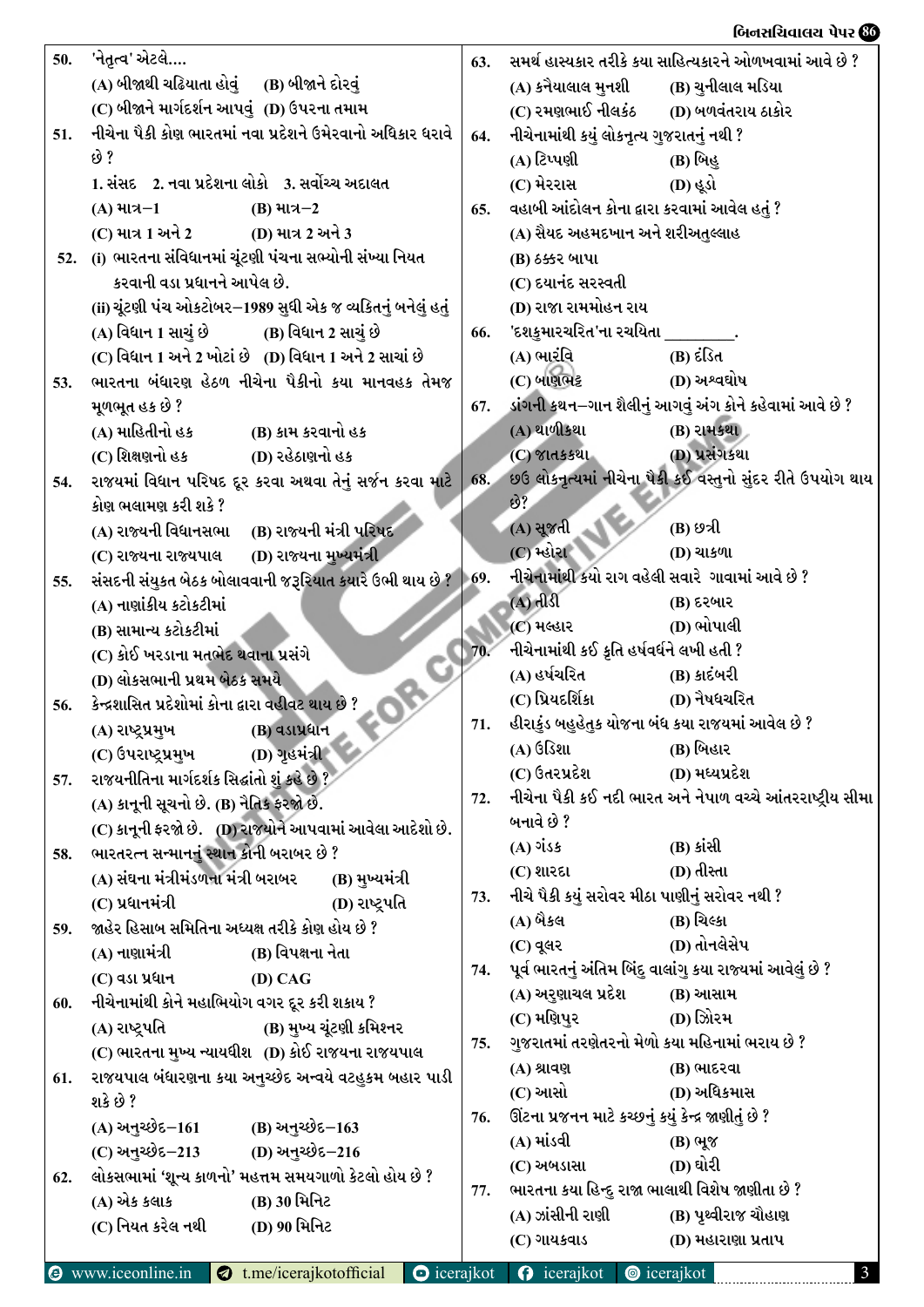50. 'નેતૃત્વ' એટલે....

(A) બીજાથી ચઢિયાતા હોવું (B) બીજાને દોરવું

(C) બીજાને માર્ગદર્શન આપવું (D) ઉપરના તમામ

51. નીચેના પૈકી કોણ ભારતમાં નવા પ્રદેશને ઉમેરવાનો અધિકાર ધરાવે છે ?

1. સંસદ 2. નવા પ્રદેશના લોકો 3. સર્વોચ્ચ અદાલત

(A) માત્ર–1 (B) માત્ર–2

(C) માત્ર 1 અને 2 (D) માત્ર 2 અને 3

52. (i) ભારતના સંવિધાનમાં ચૂંટણી પંચના સભ્યોની સંખ્યા નિયત કરવાની વડા પ્રધાનને આપેલ છે.

(ii) ચૂંટણી પંચ ઓક્ટોબર–1989 સુધી એક જ વ્યક્તિનું બનેલું હતું

(A) વિધાન 1 સાચું છે (B) વિધાન 2 સાચું છે

(C) વિધાન 1 અને 2 ખોટાં છે (D) વિધાન 1 અને 2 સાચાં છે

53. ભારતના બંધારણ હેઠળ નીચેના પૈકીનો કયા માનવહક તેમજ મૂળભૂત હક છે ?

(A) માહિતીનો હક (B) કામ કરવાનો હક

(C) શિક્ષણનો હક (D) રહેઠાણનો હક

54. રાજ્યમાં વિધાન પરિષદ દૂર કરવા અથવા તેનું સર્જન કરવા માટે કોણ ભલામણ કરી શકે ?

(A) રાજ્યની વિધાનસભા (B) રાજ્યની મંત્રી પરિષદ

(C) રાજ્યના રાજ્યપાલ (D) રાજ્યના મુખ્યમંત્રી

55. સંસદની સંયુક્ત બેઠક બોલાવવાની જરૂરિયાત ક્યારે ઉભી થાય છે ?

(A) નાણાંકીય કટોકટીમાં

(B) સામાન્ય કટોકટીમાં

(C) કોઈ ખરડાના મતભેદ થવાના પ્રસંગે

(D) લોકસભાની પ્રથમ બેઠક સમયે

56. કેન્દ્રશાસિત પ્રદેશોમાં કોના દ્વારા વહીવટ થાય છે ?

(A) રાષ્ટ્રપ્રમુખ (B) વડાપ્રધાન

(C) ઉપરાષ્ટ્રપ્રમુખ (D) ગૃહમંત્રી

57. રાજ્યનીતિના માર્ગદર્શક સિદ્ધાંતો શું કહે છે ?

(A) કાનૂની સૂચનો છે. (B) નૈતિક ફરજો છે.

(C) કાનૂની ફરજો છે. (D) રાજ્યોને આપવામાં આવેલા આદેશો છે.

58. ભારતરત્ન સન્માનનું સ્થાન કોની બરાબર છે ?

(A) સંઘના મંત્રીમંડળના મંત્રી બરાબર (B) મુખ્યમંત્રી

(C) પ્રધાનમંત્રી (D) રાષ્ટ્રપતિ

59. જાહેર હિસાબ સમિતિના અધ્યક્ષ તરીકે કોણ હોય છે ?

(A) નાણામંત્રી (B) વિપક્ષના નેતા

(C) વડા પ્રધાન (D) CAG

60. નીચેનામાંથી કોને મહાભિયોગ વગર દૂર કરી શકાય ?

(A) રાષ્ટ્રપતિ (B) મુખ્ય ચૂંટણી કમિશ્નર

(C) ભારતના મુખ્ય ન્યાયધીશ (D) કોઈ રાજયના રાજયપાલ

61. રાજયપાલ બંધારણના કયા અનુચ્છેદ અન્વયે વટહુકમ બહાર પાડી શકે છે ?

(A) અનુચ્છેદ–161 (B) અનુચ્છેદ–163

(C) અનુચ્છેદ–213 (D) અનુચ્છેદ–216

62. લોકસભામાં 'શૂન્ય કાળનો' મહત્તમ સમયગાળો કેટલો હોય છે ?

(A) એક કલાક (B) 30 મિનિટ

(C) નિયત કરેલ નથી (D) 90 મિનિટ

63. સમર્થ હાસ્યકાર તરીકે કયા સાહિત્યકારને ઓળખવામાં આવે છે ?

(A) કનૈયાલાલ મુનશી (B) ચુનીલાલ મડિયા

(C) રમણભાઈ નીલકંઠ (D) બળવંતરાય ઠાકોર

64. નીચેનામાંથી કયું લોકનૃત્ય ગુજરાતનું નથી ?

(A) ટિપ્પણી (B) બિહુ

(C) મેરરાસ (D) હૂડો

65. વહાબી આંદોલન કોના દ્વારા કરવામાં આવેલ હતું ?

(A) સૈયદ અહમદખાન અને શરીઅતુલ્લાહ

(B) ઠક્કર બાપા

(C) દયાનંદ સરસ્વતી

(D) રાજા રામમોહન રાય

66. 'દશકુમારચરિત'ના રચયિતા ________.

(A) ભારવિ (B) દંડિત

(C) બાણભટ્ટ (D) અશ્વઘોષ

67. ડાંગની કથન–ગાન શૈલીનું આગવું અંગ કોને કહેવામાં આવે છે ?

(A) થાળીકથા (B) રામકથા

(C) જાતકકથા (D) પ્રસંગકથા

68. છઉ લોકનૃત્યમાં નીચેના પૈકી કઈ વસ્તુનો સુંદર રીતે ઉપયોગ થાય છે?

(A) સૂજની (B) છત્રી

(C) મ્હોરા (D) ચાકળા

69. નીચેનામાંથી કયો રાગ વહેલી સવારે ગાવામાં આવે છે ?

(A) તોડી (B) દરબાર

(C) મલ્હાર (D) ભોપાલી

70. નીચેનામાંથી કઈ કૃતિ હર્ષવર્ધને લખી હતી ?

(A) હર્ષચરિત (B) કાદંબરી

(C) પ્રિયદર્શિકા (D) નૈષધચરિત

71. હીરાકુંડ બહુહેતુક યોજના બંધ કયા રાજયમાં આવેલ છે ?

(A) ઉડિશા (B) બિહાર

(C) ઉતરપ્રદેશ (D) મધ્યપ્રદેશ

72. નીચેના પૈકી કઈ નદી ભારત અને નેપાળ વચ્ચે આંતરરાષ્ટ્રીય સીમા બનાવે છે ?

(A) ગંડક (B) કાંસી

(C) શારદા (D) તીસ્તા

73. નીચે પૈકી કયું સરોવર મીઠા પાણીનું સરોવર નથી ?

(A) બૈકલ (B) ચિલ્કા

(C) વૂલર (D) તોનલેસેપ

74. પૂર્વ ભારતનું અંતિમ બિંદુ વાલાંગુ કયા રાજયમાં આવેલું છે ?

(A) અરુણાચલ પ્રદેશ (B) આસામ

(C) મણિપુર (D) ઝિરમ

75. ગુજરાતમાં તરણેતરનો મેળો કયા મહિનામાં ભરાય છે ?

(A) શ્રાવણ (B) ભાદરવા

(C) આસો (D) અધિકમાસ

76. ઊંટના પ્રજનન માટે કચ્છનું કયું કેન્દ્ર જાણીતું છે ?

(A) માંડવી (B) ભૂજ

(C) અબડાસા (D) ઘોરી

77. ભારતના કયા હિન્દુ રાજા ભાલાથી વિશેષ જાણીતા છે ?

(A) ઝાંસીની રાણી (B) પૃથ્વીરાજ ચૌહાણ

(C) ગાયકવાડ (D) મહારાણા પ્રતાપ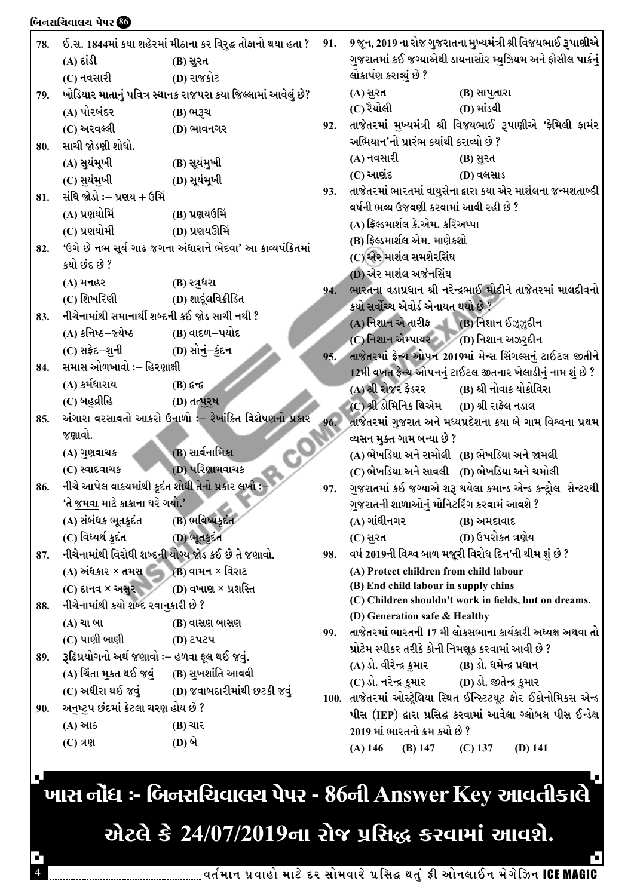78. ઈ.સ. 1844માં કયા શહેરમાં મીઠાના કર વિરુદ્ધ તોફાનો થયા હતા ?
(A) દાંડી (B) સુરત
(C) નવસારી (D) રાજકોટ

79. ખોડિયાર માતાનું પવિત્ર સ્થાનક રાજપરા કયા જિલ્લામાં આવેલું છે?
(A) પોરબંદર (B) ભરૂચ
(C) અરવલ્લી (D) ભાવનગર

80. સાચી જોડણી શોધો.
(A) સુર્યમૂખી (B) સૂર્યમુખી
(C) સુર્યમુખી (D) સૂર્યમૂખી

81. સંધિ જોડો :– પ્રણય + ઉર્મિ
(A) પ્રણયોર્મિ (B) પ્રણયઉર્મિ
(C) પ્રણયોર્મી (D) પ્રણયઊર્મિ

82. 'ઉગે છે નભ સૂર્ય ગાઢ જગના અંધારાને ભેદવા' આ કાવ્યપંકિતમાં કયો છંદ છે ?
(A) મનહર (B) સ્ત્રગ્ધરા
(C) શિખરિણી (D) શાર્દૂલવિક્રીડિત

83. નીચેનામાંથી સમાનાર્થી શબ્દની કઈ જોડ સાચી નથી ?
(A) કનિષ્ઠ–જયેષ્ઠ (B) વાદળ–પયોદ
(C) સફેદ–શુની (D) સોનું–કુંદન

84. સમાસ ઓળખાવો :– હિરણાક્ષી
(A) કર્મધારાય (B) દ્વન્દ્વ
(C) બહુવ્રીહિ (D) તત્પુરૂષ

85. અંગારા વરસાવતો આકરો ઉનાળો :– રેખાંકિત વિશેષણનો પ્રકાર જણાવો.
(A) ગુણવાચક (B) સાર્વનામિકા
(C) સ્વાદવાચક (D) પરિણામવાચક

86. નીચે આપેલ વાક્યમાંથી કૃદંત શોધી તેનો પ્રકાર લખો :–
'તે જમવા માટે કાકાના ઘરે ગયો.'
(A) સંબંધક ભૂતકૃદંત (B) ભવિષ્યકૃદંત
(C) વિધ્યર્થ કૃદંત (D) ભૂતકૃદંત

87. નીચેનામાંથી વિરોધી શબ્દની યોગ્ય જોડ કઈ છે તે જણાવો.
(A) અંધકાર × તમસ (B) વામન × વિરાટ
(C) દાનવ × અસુર (D) વખાણ × પ્રશસ્તિ

88. નીચેનામાંથી કયો શબ્દ રવાનુકારી છે ?
(A) ચા બા (B) વાસણ બાસણ
(C) પાણી બાણી (D) ટપટપ

89. રૂઢિપ્રયોગનો અર્થ જણાવો :– હળવા ફૂલ થઈ જવું.
(A) ચિંતા મુકત થઈ જવું (B) સુખશાંતિ આવવી
(C) અધીરા થઈ જવું (D) જવાબદારીમાંથી છટકી જવું

90. અનુષ્ટુપ છંદમાં કેટલા ચરણ હોય છે ?
(A) આઠ (B) ચાર
(C) ત્રણ (D) બે

91. 9 જૂન, 2019 ના રોજ ગુજરાતના મુખ્યમંત્રી શ્રી વિજયભાઈ રૂપાણીએ ગુજરાતમાં કઈ જગ્યાએથી ડાયનાસોર મ્યુઝિયમ અને ફોસીલ પાર્કનું લોકાર્પણ કરાવ્યું છે ?
(A) સુરત (B) સાપુતારા
(C) રૈયોલી (D) માંડવી

92. તાજેતરમાં મુખ્યમંત્રી શ્રી વિજયભાઈ રૂપાણીએ 'ફેમિલી ફાર્મર અભિયાન'નો પ્રારંભ કયાંથી કરાવ્યો છે ?
(A) નવસારી (B) સુરત
(C) આણંદ (D) વલસાડ

93. તાજેતરમાં ભારતમાં વાયુસેના દ્વારા કયા એર માર્શલના જન્મશતાબ્દી વર્ષની ભવ્ય ઉજવણી કરવામાં આવી રહી છે ?
(A) ફિલ્ડમાર્શલ કે.એમ. કરિઅપ્પા
(B) ફિલ્ડમાર્શલ એમ. માણેકશો
(C) એર માર્શલ સમશેરસિંઘ
(D) એર માર્શલ અર્જનસિંઘ

94. ભારતના વડાપ્રધાન શ્રી નરેન્દ્રભાઈ મોદીને તાજેતરમાં માલદીવનો કયો સર્વોચ્ચ એવોર્ડ એનાયત થયો છે ?
(A) નિશાન એ તારીફ (B) નિશાન ઈઝ્ઝુદ્દીન
(C) નિશાન એમ્પાયર (D) નિશાન અઝરુદીન

95. તાજેતરમાં ફ્રેન્ચ ઓપન 2019માં મેન્સ સિંગલ્સનું ટાઈટલ જીતીને 12મી વખત ફ્રેન્ચ ઓપનનું ટાઈટલ જીતનાર ખેલાડીનું નામ શું છે ?
(A) શ્રી રોજર ફેડરર (B) શ્રી નોવાક યોકોવિરા
(C) શ્રી ડોમિનિક થિએમ (D) શ્રી રાફેલ નડાલ

96. તાજેતરમાં ગુજરાત અને મધ્યપ્રદેશના કયા બે ગામ વિશ્વના પ્રથમ વ્યસન મુક્ત ગામ બન્યા છે ?
(A) ભેખડિયા અને રામોલી (B) ભેખડિયા અને જામલી
(C) ભેખડિયા અને સાવલી (D) ભેખડિયા અને ચમોલી

97. ગુજરાતમાં કઈ જગ્યાએ શરૂ થયેલા કમાન્ડ એન્ડ કન્ટ્રોલ સેન્ટરથી ગુજરાતની શાળાઓનું મોનિટરિંગ કરવામાં આવશે ?
(A) ગાંધીનગર (B) અમદાવાદ
(C) સુરત (D) ઉપરોક્ત ત્રણેય

98. વર્ષ 2019ની વિશ્વ બાળ મજૂરી વિરોધ દિન'ની થીમ શું છે ?
(A) Protect children from child labour
(B) End child labour in supply chins
(C) Children shouldn't work in fields, but on dreams.
(D) Generation safe & Healthy

99. તાજેતરમાં ભારતની 17 મી લોકસભાના કાર્યકારી અધ્યક્ષ અથવા તો પ્રોટેમ સ્પીકર તરીકે કોની નિમણૂક કરવામાં આવી છે ?
(A) ડો. વીરેન્દ્ર કુમાર (B) ડો. ધમેન્દ્ર પ્રધાન
(C) ડો. નરેન્દ્ર કુમાર (D) ડો. જીતેન્દ્ર કુમાર

100. તાજેતરમાં ઓસ્ટ્રેલિયા સ્થિત ઈન્સ્ટિટ્યૂટ ફોર ઈકોનોમિકસ એન્ડ પીસ (IEP) દ્વારા પ્રસિદ્ધ કરવામાં આવેલા ગ્લોબલ પીસ ઈન્ડેક્ષ 2019 માં ભારતનો ક્રમ કયો છે ?
(A) 146 (B) 147 (C) 137 (D) 141

**ખાસ નોંધ :- બિનસચિવાલય પેપર - 86ની Answer Key આવતીકાલે એટલે કે 24/07/2019ના રોજ પ્રસિદ્ધ કરવામાં આવશે.**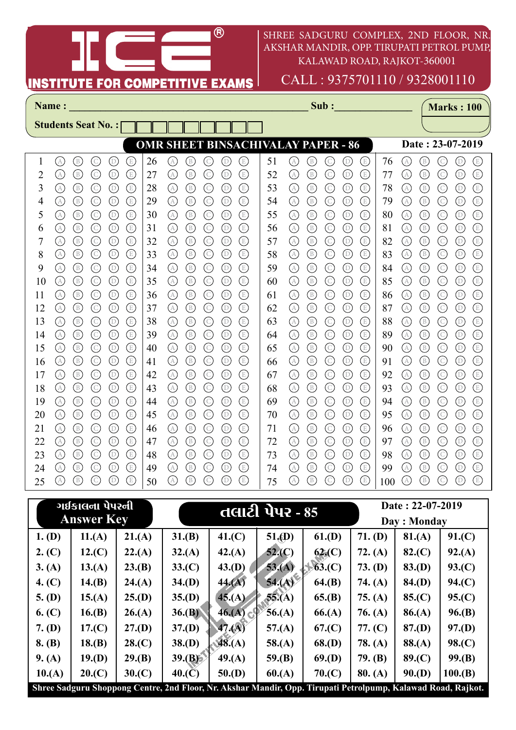# ICE® INSTITUTE FOR COMPETITIVE EXAMS

SHREE SADGURU COMPLEX, 2ND FLOOR, NR. AKSHAR MANDIR, OPP. TIRUPATI PETROL PUMP, KALAWAD ROAD, RAJKOT-360001

CALL : 9375701110 / 9328001110

**Name :** ____________________ **Sub :** ____________ **Marks : 100**

**Students Seat No. :** ☐☐☐☐☐☐☐☐☐

## OMR SHEET BINSACHIVALAY PAPER - 86

**Date : 23-07-2019**

| | | | |
|---|---|---|---|
| 1 Ⓐ Ⓑ Ⓒ Ⓓ Ⓔ | 26 Ⓐ Ⓑ Ⓒ Ⓓ Ⓔ | 51 Ⓐ Ⓑ Ⓒ Ⓓ Ⓔ | 76 Ⓐ Ⓑ Ⓒ Ⓓ Ⓔ |
| 2 Ⓐ Ⓑ Ⓒ Ⓓ Ⓔ | 27 Ⓐ Ⓑ Ⓒ Ⓓ Ⓔ | 52 Ⓐ Ⓑ Ⓒ Ⓓ Ⓔ | 77 Ⓐ Ⓑ Ⓒ Ⓓ Ⓔ |
| 3 Ⓐ Ⓑ Ⓒ Ⓓ Ⓔ | 28 Ⓐ Ⓑ Ⓒ Ⓓ Ⓔ | 53 Ⓐ Ⓑ Ⓒ Ⓓ Ⓔ | 78 Ⓐ Ⓑ Ⓒ Ⓓ Ⓔ |
| 4 Ⓐ Ⓑ Ⓒ Ⓓ Ⓔ | 29 Ⓐ Ⓑ Ⓒ Ⓓ Ⓔ | 54 Ⓐ Ⓑ Ⓒ Ⓓ Ⓔ | 79 Ⓐ Ⓑ Ⓒ Ⓓ Ⓔ |
| 5 Ⓐ Ⓑ Ⓒ Ⓓ Ⓔ | 30 Ⓐ Ⓑ Ⓒ Ⓓ Ⓔ | 55 Ⓐ Ⓑ Ⓒ Ⓓ Ⓔ | 80 Ⓐ Ⓑ Ⓒ Ⓓ Ⓔ |
| 6 Ⓐ Ⓑ Ⓒ Ⓓ Ⓔ | 31 Ⓐ Ⓑ Ⓒ Ⓓ Ⓔ | 56 Ⓐ Ⓑ Ⓒ Ⓓ Ⓔ | 81 Ⓐ Ⓑ Ⓒ Ⓓ Ⓔ |
| 7 Ⓐ Ⓑ Ⓒ Ⓓ Ⓔ | 32 Ⓐ Ⓑ Ⓒ Ⓓ Ⓔ | 57 Ⓐ Ⓑ Ⓒ Ⓓ Ⓔ | 82 Ⓐ Ⓑ Ⓒ Ⓓ Ⓔ |
| 8 Ⓐ Ⓑ Ⓒ Ⓓ Ⓔ | 33 Ⓐ Ⓑ Ⓒ Ⓓ Ⓔ | 58 Ⓐ Ⓑ Ⓒ Ⓓ Ⓔ | 83 Ⓐ Ⓑ Ⓒ Ⓓ Ⓔ |
| 9 Ⓐ Ⓑ Ⓒ Ⓓ Ⓔ | 34 Ⓐ Ⓑ Ⓒ Ⓓ Ⓔ | 59 Ⓐ Ⓑ Ⓒ Ⓓ Ⓔ | 84 Ⓐ Ⓑ Ⓒ Ⓓ Ⓔ |
| 10 Ⓐ Ⓑ Ⓒ Ⓓ Ⓔ | 35 Ⓐ Ⓑ Ⓒ Ⓓ Ⓔ | 60 Ⓐ Ⓑ Ⓒ Ⓓ Ⓔ | 85 Ⓐ Ⓑ Ⓒ Ⓓ Ⓔ |
| 11 Ⓐ Ⓑ Ⓒ Ⓓ Ⓔ | 36 Ⓐ Ⓑ Ⓒ Ⓓ Ⓔ | 61 Ⓐ Ⓑ Ⓒ Ⓓ Ⓔ | 86 Ⓐ Ⓑ Ⓒ Ⓓ Ⓔ |
| 12 Ⓐ Ⓑ Ⓒ Ⓓ Ⓔ | 37 Ⓐ Ⓑ Ⓒ Ⓓ Ⓔ | 62 Ⓐ Ⓑ Ⓒ Ⓓ Ⓔ | 87 Ⓐ Ⓑ Ⓒ Ⓓ Ⓔ |
| 13 Ⓐ Ⓑ Ⓒ Ⓓ Ⓔ | 38 Ⓐ Ⓑ Ⓒ Ⓓ Ⓔ | 63 Ⓐ Ⓑ Ⓒ Ⓓ Ⓔ | 88 Ⓐ Ⓑ Ⓒ Ⓓ Ⓔ |
| 14 Ⓐ Ⓑ Ⓒ Ⓓ Ⓔ | 39 Ⓐ Ⓑ Ⓒ Ⓓ Ⓔ | 64 Ⓐ Ⓑ Ⓒ Ⓓ Ⓔ | 89 Ⓐ Ⓑ Ⓒ Ⓓ Ⓔ |
| 15 Ⓐ Ⓑ Ⓒ Ⓓ Ⓔ | 40 Ⓐ Ⓑ Ⓒ Ⓓ Ⓔ | 65 Ⓐ Ⓑ Ⓒ Ⓓ Ⓔ | 90 Ⓐ Ⓑ Ⓒ Ⓓ Ⓔ |
| 16 Ⓐ Ⓑ Ⓒ Ⓓ Ⓔ | 41 Ⓐ Ⓑ Ⓒ Ⓓ Ⓔ | 66 Ⓐ Ⓑ Ⓒ Ⓓ Ⓔ | 91 Ⓐ Ⓑ Ⓒ Ⓓ Ⓔ |
| 17 Ⓐ Ⓑ Ⓒ Ⓓ Ⓔ | 42 Ⓐ Ⓑ Ⓒ Ⓓ Ⓔ | 67 Ⓐ Ⓑ Ⓒ Ⓓ Ⓔ | 92 Ⓐ Ⓑ Ⓒ Ⓓ Ⓔ |
| 18 Ⓐ Ⓑ Ⓒ Ⓓ Ⓔ | 43 Ⓐ Ⓑ Ⓒ Ⓓ Ⓔ | 68 Ⓐ Ⓑ Ⓒ Ⓓ Ⓔ | 93 Ⓐ Ⓑ Ⓒ Ⓓ Ⓔ |
| 19 Ⓐ Ⓑ Ⓒ Ⓓ Ⓔ | 44 Ⓐ Ⓑ Ⓒ Ⓓ Ⓔ | 69 Ⓐ Ⓑ Ⓒ Ⓓ Ⓔ | 94 Ⓐ Ⓑ Ⓒ Ⓓ Ⓔ |
| 20 Ⓐ Ⓑ Ⓒ Ⓓ Ⓔ | 45 Ⓐ Ⓑ Ⓒ Ⓓ Ⓔ | 70 Ⓐ Ⓑ Ⓒ Ⓓ Ⓔ | 95 Ⓐ Ⓑ Ⓒ Ⓓ Ⓔ |
| 21 Ⓐ Ⓑ Ⓒ Ⓓ Ⓔ | 46 Ⓐ Ⓑ Ⓒ Ⓓ Ⓔ | 71 Ⓐ Ⓑ Ⓒ Ⓓ Ⓔ | 96 Ⓐ Ⓑ Ⓒ Ⓓ Ⓔ |
| 22 Ⓐ Ⓑ Ⓒ Ⓓ Ⓔ | 47 Ⓐ Ⓑ Ⓒ Ⓓ Ⓔ | 72 Ⓐ Ⓑ Ⓒ Ⓓ Ⓔ | 97 Ⓐ Ⓑ Ⓒ Ⓓ Ⓔ |
| 23 Ⓐ Ⓑ Ⓒ Ⓓ Ⓔ | 48 Ⓐ Ⓑ Ⓒ Ⓓ Ⓔ | 73 Ⓐ Ⓑ Ⓒ Ⓓ Ⓔ | 98 Ⓐ Ⓑ Ⓒ Ⓓ Ⓔ |
| 24 Ⓐ Ⓑ Ⓒ Ⓓ Ⓔ | 49 Ⓐ Ⓑ Ⓒ Ⓓ Ⓔ | 74 Ⓐ Ⓑ Ⓒ Ⓓ Ⓔ | 99 Ⓐ Ⓑ Ⓒ Ⓓ Ⓔ |
| 25 Ⓐ Ⓑ Ⓒ Ⓓ Ⓔ | 50 Ⓐ Ⓑ Ⓒ Ⓓ Ⓔ | 75 Ⓐ Ⓑ Ⓒ Ⓓ Ⓔ | 100 Ⓐ Ⓑ Ⓒ Ⓓ Ⓔ |

## ગઈકાલના પેપરની Answer Key — તલાટી પેપર - 85

**Date : 22-07-2019**
**Day : Monday**

| | | | | | | | | | |
|---|---|---|---|---|---|---|---|---|---|
| 1. (D) | 11.(A) | 21.(A) | 31.(B) | 41.(C) | 51.(D) | 61.(D) | 71. (D) | 81.(A) | 91.(C) |
| 2. (C) | 12.(C) | 22.(A) | 32.(A) | 42.(A) | 52.(C) | 62.(C) | 72. (A) | 82.(C) | 92.(A) |
| 3. (A) | 13.(A) | 23.(B) | 33.(C) | 43.(D) | 53.(A) | 63.(C) | 73. (D) | 83.(D) | 93.(C) |
| 4. (C) | 14.(B) | 24.(A) | 34.(D) | 44.(A) | 54.(A) | 64.(B) | 74. (A) | 84.(D) | 94.(C) |
| 5. (D) | 15.(A) | 25.(D) | 35.(D) | 45.(A) | 55.(A) | 65.(B) | 75. (A) | 85.(C) | 95.(C) |
| 6. (C) | 16.(B) | 26.(A) | 36.(B) | 46.(A) | 56.(A) | 66.(A) | 76. (A) | 86.(A) | 96.(B) |
| 7. (D) | 17.(C) | 27.(D) | 37.(D) | 47.(A) | 57.(A) | 67.(C) | 77. (C) | 87.(D) | 97.(D) |
| 8. (B) | 18.(B) | 28.(C) | 38.(D) | 48.(A) | 58.(A) | 68.(D) | 78. (A) | 88.(A) | 98.(C) |
| 9. (A) | 19.(D) | 29.(B) | 39.(B) | 49.(A) | 59.(B) | 69.(D) | 79. (B) | 89.(C) | 99.(B) |
| 10.(A) | 20.(C) | 30.(C) | 40.(C) | 50.(D) | 60.(A) | 70.(C) | 80. (A) | 90.(D) | 100.(B) |

**Shree Sadguru Shoppong Centre, 2nd Floor, Nr. Akshar Mandir, Opp. Tirupati Petrolpump, Kalawad Road, Rajkot.**